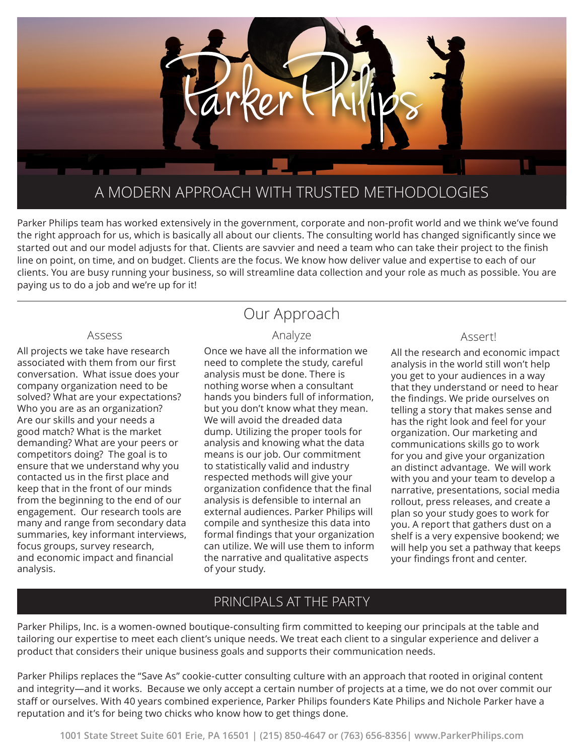# Parker Philips

## A MODERN APPROACH WITH TRUSTED METHODOLOGIES

Parker Philips team has worked extensively in the government, corporate and non-profit world and we think we've found the right approach for us, which is basically all about our clients. The consulting world has changed significantly since we started out and our model adjusts for that. Clients are savvier and need a team who can take their project to the finish line on point, on time, and on budget. Clients are the focus. We know how deliver value and expertise to each of our clients. You are busy running your business, so will streamline data collection and your role as much as possible. You are paying us to do a job and we're up for it!

---

## Our Approach

### Assess

All projects we take have research associated with them from our first conversation. What issue does your company organization need to be solved? What are your expectations? Who you are as an organization? Are our skills and your needs a good match? What is the market demanding? What are your peers or competitors doing? The goal is to ensure that we understand why you contacted us in the first place and keep that in the front of our minds from the beginning to the end of our engagement. Our research tools are many and range from secondary data summaries, key informant interviews, focus groups, survey research, and economic impact and financial analysis.

### Analyze

Once we have all the information we need to complete the study, careful analysis must be done. There is nothing worse when a consultant hands you binders full of information, but you don't know what they mean. We will avoid the dreaded data dump. Utilizing the proper tools for analysis and knowing what the data means is our job. Our commitment to statistically valid and industry respected methods will give your organization confidence that the final analysis is defensible to internal an external audiences. Parker Philips will compile and synthesize this data into formal findings that your organization can utilize. We will use them to inform the narrative and qualitative aspects of your study.

### Assert!

All the research and economic impact analysis in the world still won't help you get to your audiences in a way that they understand or need to hear the findings. We pride ourselves on telling a story that makes sense and has the right look and feel for your organization. Our marketing and communications skills go to work for you and give your organization an distinct advantage. We will work with you and your team to develop a narrative, presentations, social media rollout, press releases, and create a plan so your study goes to work for you. A report that gathers dust on a shelf is a very expensive bookend; we will help you set a pathway that keeps your findings front and center.

## PRINCIPALS AT THE PARTY

Parker Philips, Inc. is a women-owned boutique-consulting firm committed to keeping our principals at the table and tailoring our expertise to meet each client's unique needs. We treat each client to a singular experience and deliver a product that considers their unique business goals and supports their communication needs.

Parker Philips replaces the "Save As" cookie-cutter consulting culture with an approach that rooted in original content and integrity—and it works. Because we only accept a certain number of projects at a time, we do not over commit our staff or ourselves. With 40 years combined experience, Parker Philips founders Kate Philips and Nichole Parker have a reputation and it's for being two chicks who know how to get things done.

**1001 State Street Suite 601 Erie, PA 16501 | (215) 850-4647 or (763) 656-8356| www.ParkerPhilips.com**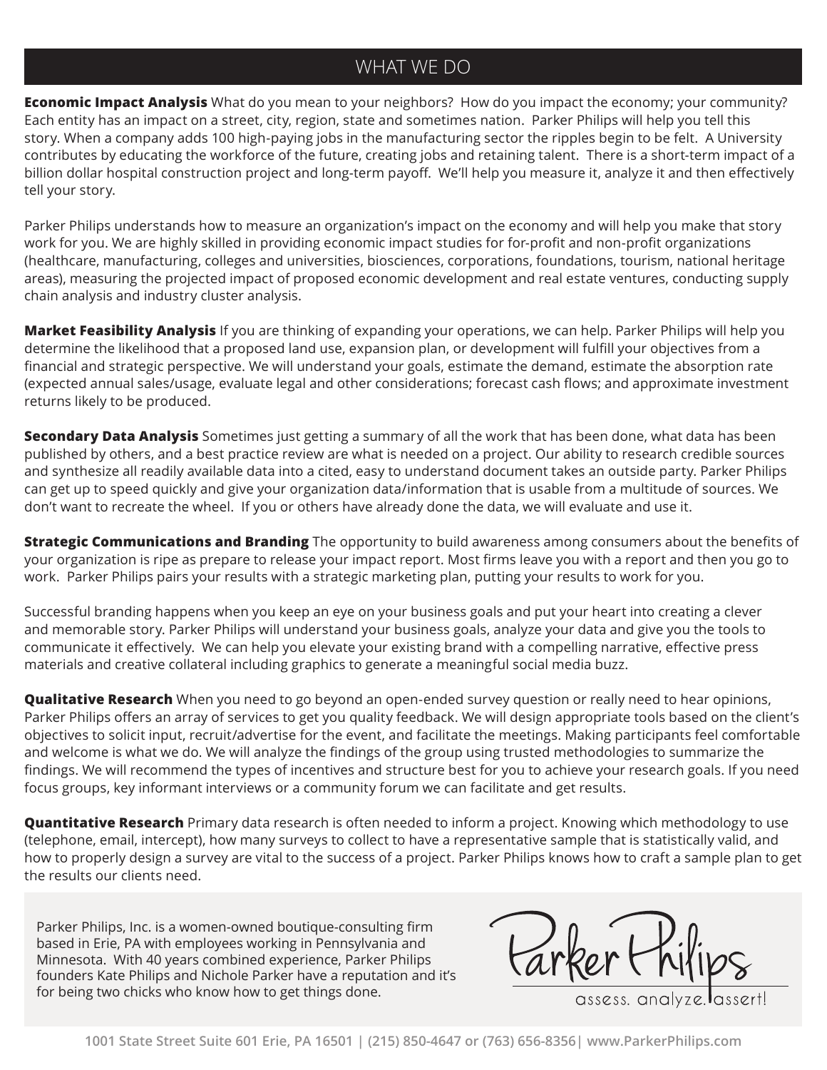## WHAT WE DO

**Economic Impact Analysis** What do you mean to your neighbors? How do you impact the economy; your community? Each entity has an impact on a street, city, region, state and sometimes nation. Parker Philips will help you tell this story. When a company adds 100 high-paying jobs in the manufacturing sector the ripples begin to be felt. A University contributes by educating the workforce of the future, creating jobs and retaining talent. There is a short-term impact of a billion dollar hospital construction project and long-term payoff. We'll help you measure it, analyze it and then effectively tell your story.

Parker Philips understands how to measure an organization's impact on the economy and will help you make that story work for you. We are highly skilled in providing economic impact studies for for-profit and non-profit organizations (healthcare, manufacturing, colleges and universities, biosciences, corporations, foundations, tourism, national heritage areas), measuring the projected impact of proposed economic development and real estate ventures, conducting supply chain analysis and industry cluster analysis.

**Market Feasibility Analysis** If you are thinking of expanding your operations, we can help. Parker Philips will help you determine the likelihood that a proposed land use, expansion plan, or development will fulfill your objectives from a financial and strategic perspective. We will understand your goals, estimate the demand, estimate the absorption rate (expected annual sales/usage, evaluate legal and other considerations; forecast cash flows; and approximate investment returns likely to be produced.

**Secondary Data Analysis** Sometimes just getting a summary of all the work that has been done, what data has been published by others, and a best practice review are what is needed on a project. Our ability to research credible sources and synthesize all readily available data into a cited, easy to understand document takes an outside party. Parker Philips can get up to speed quickly and give your organization data/information that is usable from a multitude of sources. We don't want to recreate the wheel. If you or others have already done the data, we will evaluate and use it.

**Strategic Communications and Branding** The opportunity to build awareness among consumers about the benefits of your organization is ripe as prepare to release your impact report. Most firms leave you with a report and then you go to work. Parker Philips pairs your results with a strategic marketing plan, putting your results to work for you.

Successful branding happens when you keep an eye on your business goals and put your heart into creating a clever and memorable story. Parker Philips will understand your business goals, analyze your data and give you the tools to communicate it effectively. We can help you elevate your existing brand with a compelling narrative, effective press materials and creative collateral including graphics to generate a meaningful social media buzz.

**Qualitative Research** When you need to go beyond an open-ended survey question or really need to hear opinions, Parker Philips offers an array of services to get you quality feedback. We will design appropriate tools based on the client's objectives to solicit input, recruit/advertise for the event, and facilitate the meetings. Making participants feel comfortable and welcome is what we do. We will analyze the findings of the group using trusted methodologies to summarize the findings. We will recommend the types of incentives and structure best for you to achieve your research goals. If you need focus groups, key informant interviews or a community forum we can facilitate and get results.

**Quantitative Research** Primary data research is often needed to inform a project. Knowing which methodology to use (telephone, email, intercept), how many surveys to collect to have a representative sample that is statistically valid, and how to properly design a survey are vital to the success of a project. Parker Philips knows how to craft a sample plan to get the results our clients need.

Parker Philips, Inc. is a women-owned boutique-consulting firm based in Erie, PA with employees working in Pennsylvania and Minnesota. With 40 years combined experience, Parker Philips founders Kate Philips and Nichole Parker have a reputation and it's for being two chicks who know how to get things done.

Parker Philips

assess. analyze. assert!

1001 State Street Suite 601 Erie, PA 16501 | (215) 850-4647 or (763) 656-8356| www.ParkerPhilips.com